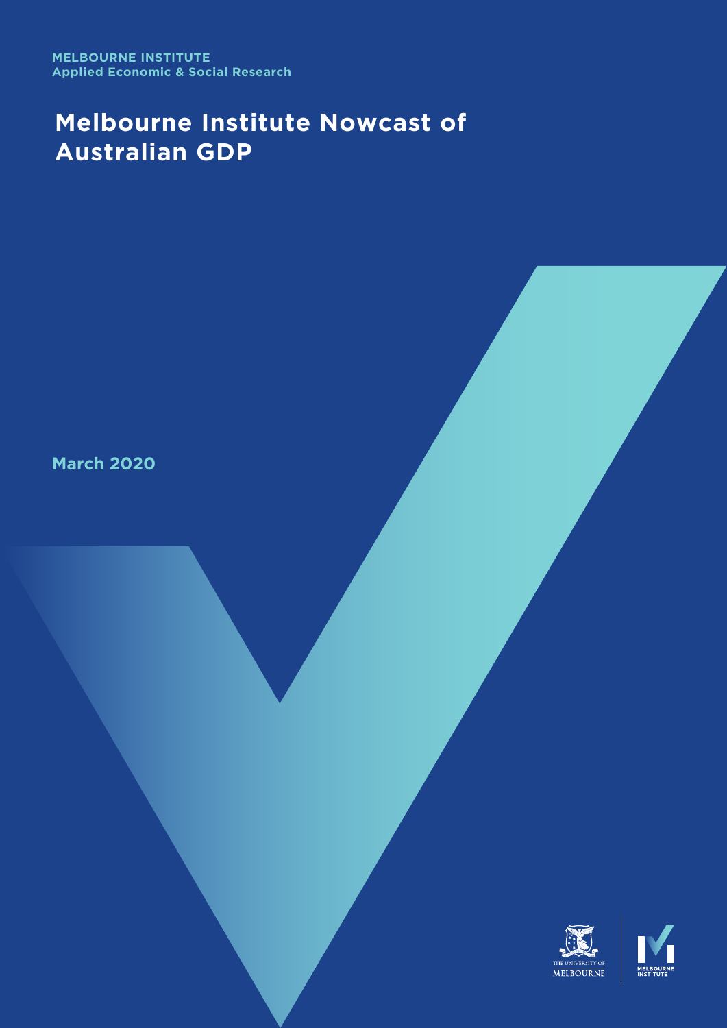**MELBOURNE INSTITUTE**
**Applied Economic & Social Research**

# Melbourne Institute Nowcast of Australian GDP

**March 2020**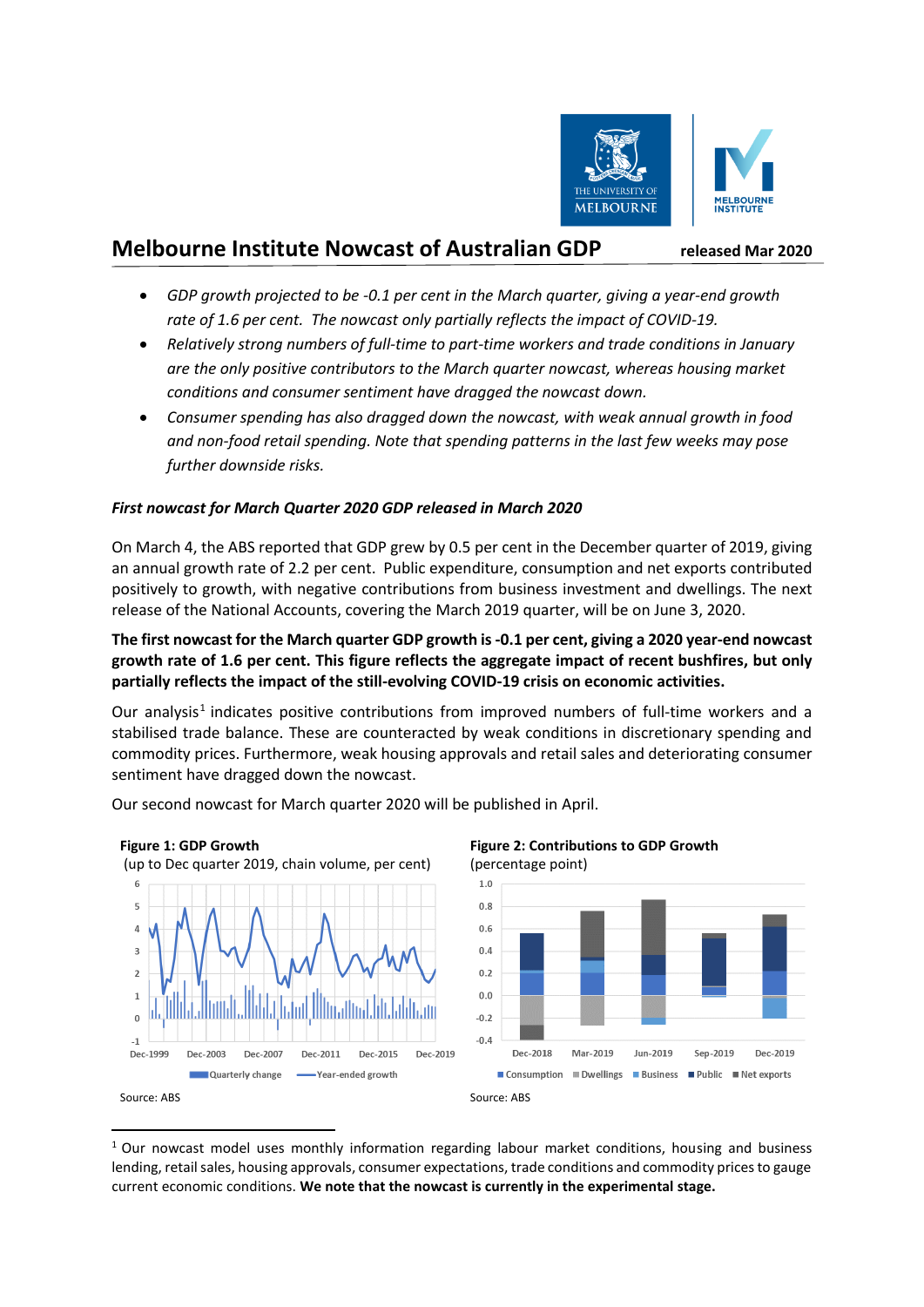# Melbourne Institute Nowcast of Australian GDP

**released Mar 2020**

- *GDP growth projected to be -0.1 per cent in the March quarter, giving a year-end growth rate of 1.6 per cent. The nowcast only partially reflects the impact of COVID-19.*
- *Relatively strong numbers of full-time to part-time workers and trade conditions in January are the only positive contributors to the March quarter nowcast, whereas housing market conditions and consumer sentiment have dragged the nowcast down.*
- *Consumer spending has also dragged down the nowcast, with weak annual growth in food and non-food retail spending. Note that spending patterns in the last few weeks may pose further downside risks.*

### *First nowcast for March Quarter 2020 GDP released in March 2020*

On March 4, the ABS reported that GDP grew by 0.5 per cent in the December quarter of 2019, giving an annual growth rate of 2.2 per cent. Public expenditure, consumption and net exports contributed positively to growth, with negative contributions from business investment and dwellings. The next release of the National Accounts, covering the March 2019 quarter, will be on June 3, 2020.

**The first nowcast for the March quarter GDP growth is -0.1 per cent, giving a 2020 year-end nowcast growth rate of 1.6 per cent. This figure reflects the aggregate impact of recent bushfires, but only partially reflects the impact of the still-evolving COVID-19 crisis on economic activities.**

Our analysis[1] indicates positive contributions from improved numbers of full-time workers and a stabilised trade balance. These are counteracted by weak conditions in discretionary spending and commodity prices. Furthermore, weak housing approvals and retail sales and deteriorating consumer sentiment have dragged down the nowcast.

Our second nowcast for March quarter 2020 will be published in April.

**Figure 1: GDP Growth**
(up to Dec quarter 2019, chain volume, per cent)

Source: ABS

**Figure 2: Contributions to GDP Growth**
(percentage point)

Source: ABS

[1] Our nowcast model uses monthly information regarding labour market conditions, housing and business lending, retail sales, housing approvals, consumer expectations, trade conditions and commodity prices to gauge current economic conditions. **We note that the nowcast is currently in the experimental stage.**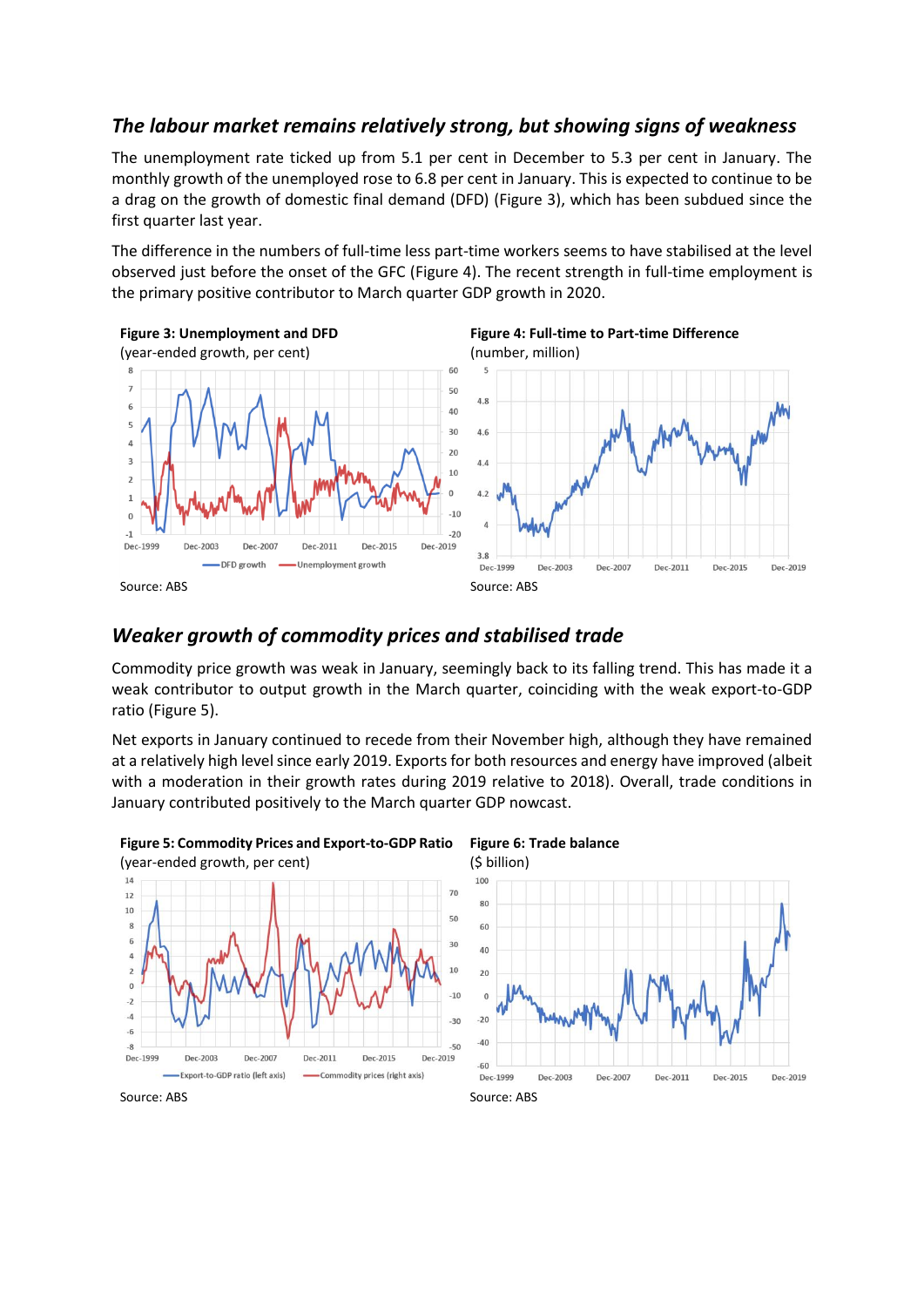## *The labour market remains relatively strong, but showing signs of weakness*

The unemployment rate ticked up from 5.1 per cent in December to 5.3 per cent in January. The monthly growth of the unemployed rose to 6.8 per cent in January. This is expected to continue to be a drag on the growth of domestic final demand (DFD) (Figure 3), which has been subdued since the first quarter last year.

The difference in the numbers of full-time less part-time workers seems to have stabilised at the level observed just before the onset of the GFC (Figure 4). The recent strength in full-time employment is the primary positive contributor to March quarter GDP growth in 2020.

**Figure 3: Unemployment and DFD**
(year-ended growth, per cent)

Source: ABS

**Figure 4: Full-time to Part-time Difference**
(number, million)

Source: ABS

## *Weaker growth of commodity prices and stabilised trade*

Commodity price growth was weak in January, seemingly back to its falling trend. This has made it a weak contributor to output growth in the March quarter, coinciding with the weak export-to-GDP ratio (Figure 5).

Net exports in January continued to recede from their November high, although they have remained at a relatively high level since early 2019. Exports for both resources and energy have improved (albeit with a moderation in their growth rates during 2019 relative to 2018). Overall, trade conditions in January contributed positively to the March quarter GDP nowcast.

**Figure 5: Commodity Prices and Export-to-GDP Ratio**
(year-ended growth, per cent)

Source: ABS

**Figure 6: Trade balance**
($ billion)

Source: ABS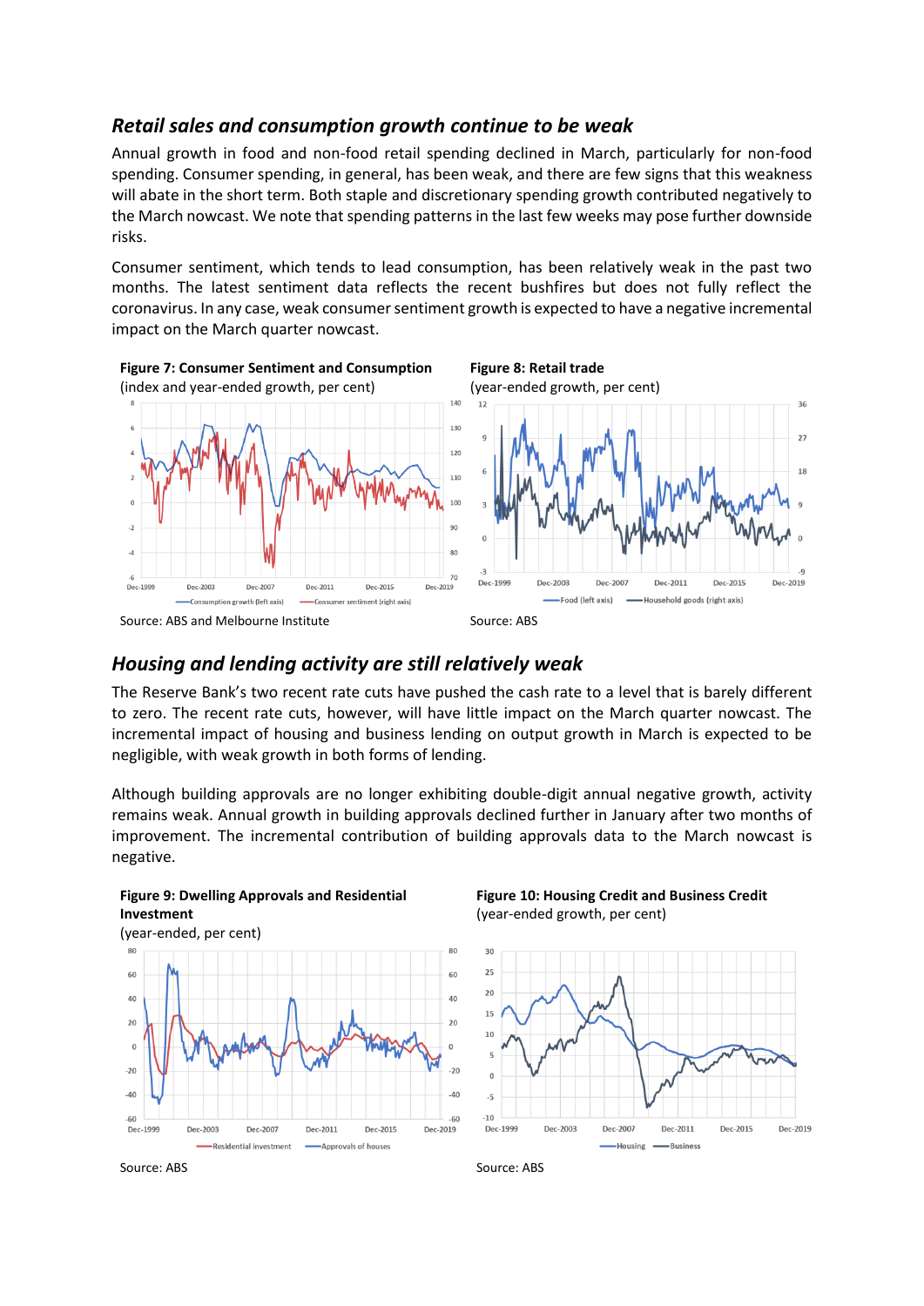## *Retail sales and consumption growth continue to be weak*

Annual growth in food and non-food retail spending declined in March, particularly for non-food spending. Consumer spending, in general, has been weak, and there are few signs that this weakness will abate in the short term. Both staple and discretionary spending growth contributed negatively to the March nowcast. We note that spending patterns in the last few weeks may pose further downside risks.

Consumer sentiment, which tends to lead consumption, has been relatively weak in the past two months. The latest sentiment data reflects the recent bushfires but does not fully reflect the coronavirus. In any case, weak consumer sentiment growth is expected to have a negative incremental impact on the March quarter nowcast.

**Figure 7: Consumer Sentiment and Consumption**
(index and year-ended growth, per cent)

Source: ABS and Melbourne Institute

**Figure 8: Retail trade**
(year-ended growth, per cent)

Source: ABS

## *Housing and lending activity are still relatively weak*

The Reserve Bank's two recent rate cuts have pushed the cash rate to a level that is barely different to zero. The recent rate cuts, however, will have little impact on the March quarter nowcast. The incremental impact of housing and business lending on output growth in March is expected to be negligible, with weak growth in both forms of lending.

Although building approvals are no longer exhibiting double-digit annual negative growth, activity remains weak. Annual growth in building approvals declined further in January after two months of improvement. The incremental contribution of building approvals data to the March nowcast is negative.

**Figure 9: Dwelling Approvals and Residential Investment**
(year-ended, per cent)

Source: ABS

**Figure 10: Housing Credit and Business Credit**
(year-ended growth, per cent)

Source: ABS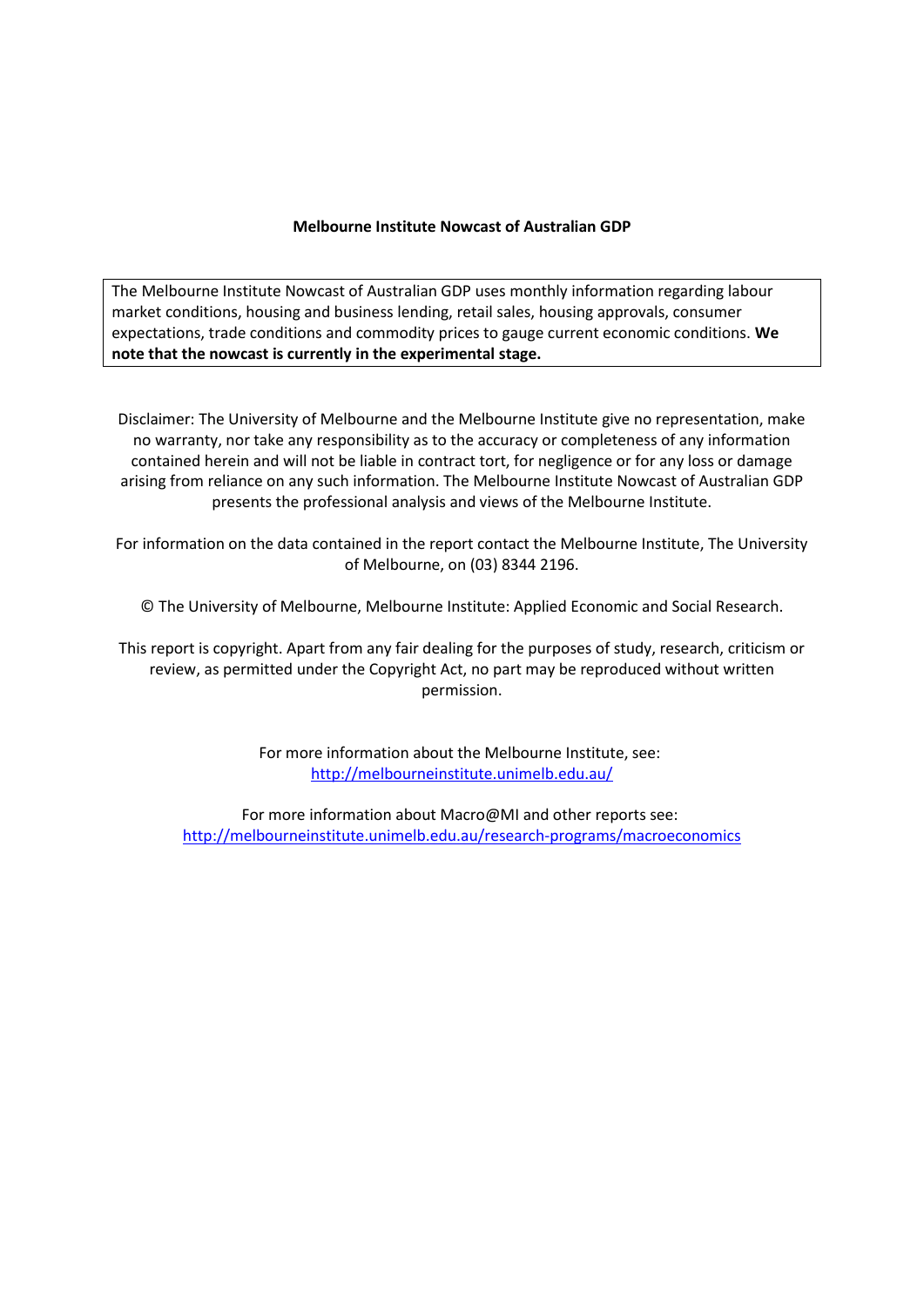**Melbourne Institute Nowcast of Australian GDP**

The Melbourne Institute Nowcast of Australian GDP uses monthly information regarding labour market conditions, housing and business lending, retail sales, housing approvals, consumer expectations, trade conditions and commodity prices to gauge current economic conditions. **We note that the nowcast is currently in the experimental stage.**

Disclaimer: The University of Melbourne and the Melbourne Institute give no representation, make no warranty, nor take any responsibility as to the accuracy or completeness of any information contained herein and will not be liable in contract tort, for negligence or for any loss or damage arising from reliance on any such information. The Melbourne Institute Nowcast of Australian GDP presents the professional analysis and views of the Melbourne Institute.

For information on the data contained in the report contact the Melbourne Institute, The University of Melbourne, on (03) 8344 2196.

© The University of Melbourne, Melbourne Institute: Applied Economic and Social Research.

This report is copyright. Apart from any fair dealing for the purposes of study, research, criticism or review, as permitted under the Copyright Act, no part may be reproduced without written permission.

For more information about the Melbourne Institute, see:
http://melbourneinstitute.unimelb.edu.au/

For more information about Macro@MI and other reports see:
http://melbourneinstitute.unimelb.edu.au/research-programs/macroeconomics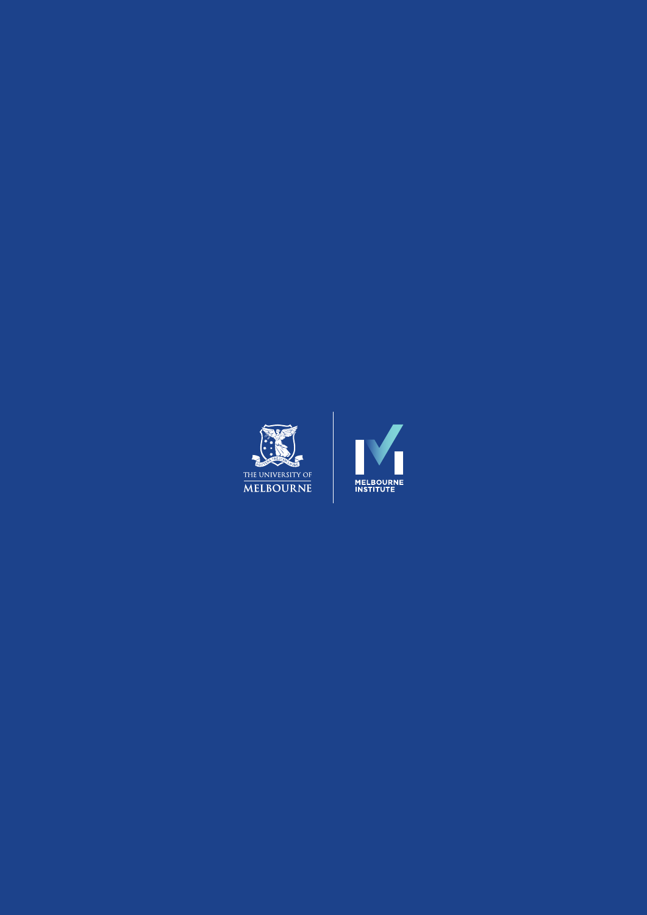THE UNIVERSITY OF MELBOURNE

MELBOURNE INSTITUTE